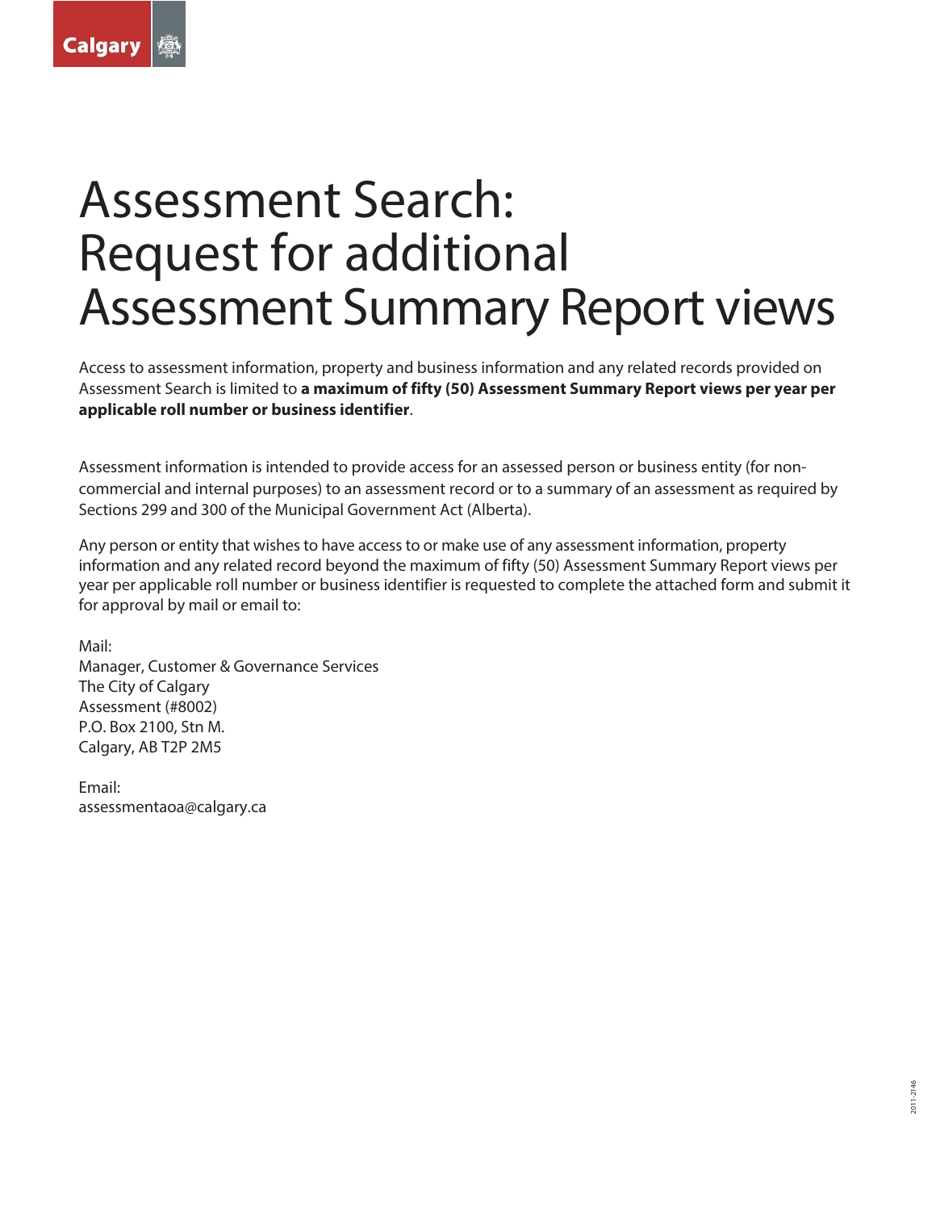Calgary

# Assessment Search: Request for additional Assessment Summary Report views

Access to assessment information, property and business information and any related records provided on Assessment Search is limited to **a maximum of fifty (50) Assessment Summary Report views per year per applicable roll number or business identifier**.

Assessment information is intended to provide access for an assessed person or business entity (for non-commercial and internal purposes) to an assessment record or to a summary of an assessment as required by Sections 299 and 300 of the Municipal Government Act (Alberta).

Any person or entity that wishes to have access to or make use of any assessment information, property information and any related record beyond the maximum of fifty (50) Assessment Summary Report views per year per applicable roll number or business identifier is requested to complete the attached form and submit it for approval by mail or email to:

Mail:
Manager, Customer & Governance Services
The City of Calgary
Assessment (#8002)
P.O. Box 2100, Stn M.
Calgary, AB T2P 2M5

Email:
assessmentaoa@calgary.ca

2011-2146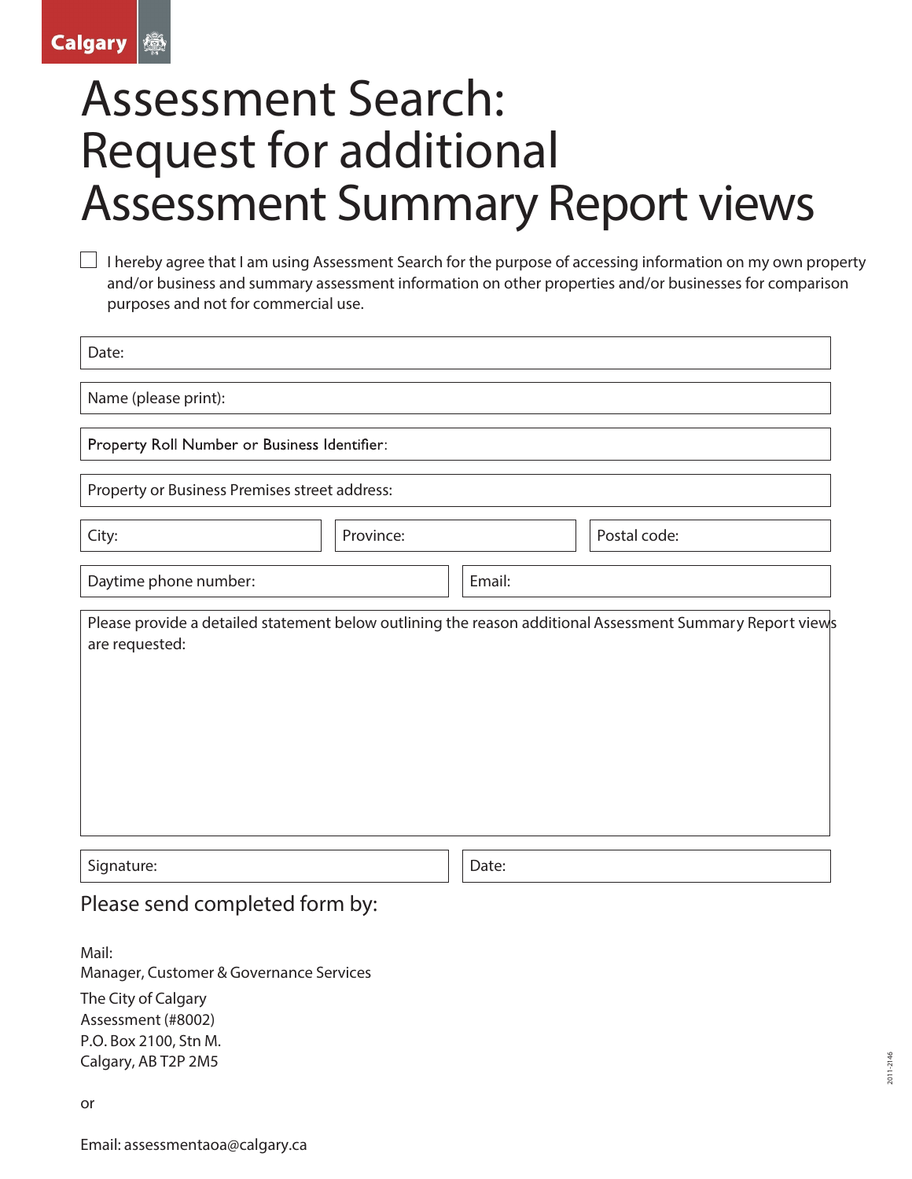Calgary

# Assessment Search: Request for additional Assessment Summary Report views

☐ I hereby agree that I am using Assessment Search for the purpose of accessing information on my own property and/or business and summary assessment information on other properties and/or businesses for comparison purposes and not for commercial use.

Date:

Name (please print):

Property Roll Number or Business Identifier:

Property or Business Premises street address:

City: | Province: | Postal code:

Daytime phone number: | Email:

Please provide a detailed statement below outlining the reason additional Assessment Summary Report views are requested:

Signature: | Date:

## Please send completed form by:

Mail:
Manager, Customer & Governance Services
The City of Calgary
Assessment (#8002)
P.O. Box 2100, Stn M.
Calgary, AB T2P 2M5

or

Email: assessmentaoa@calgary.ca

2011-2146